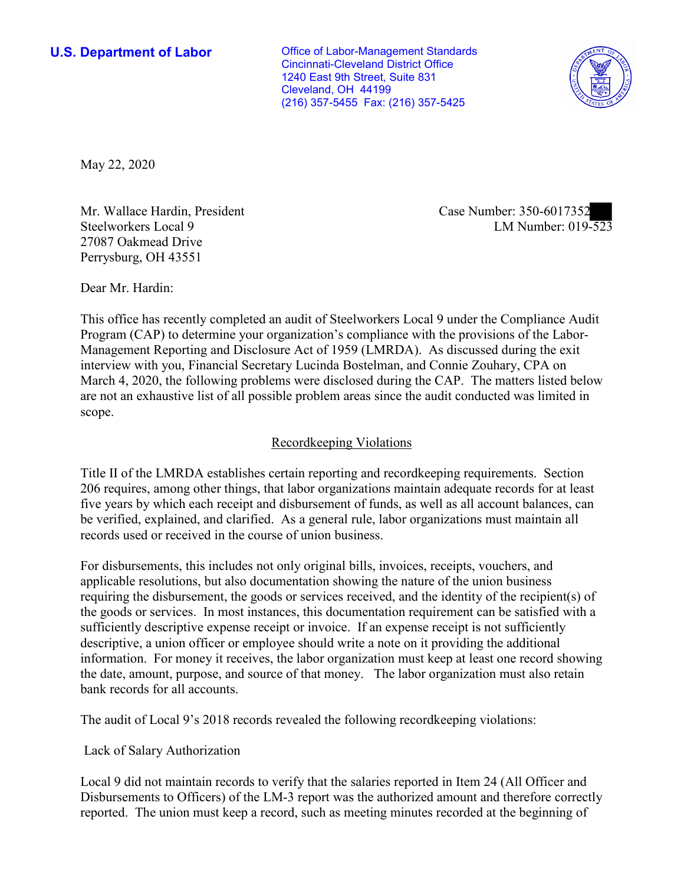**U.S. Department of Labor**

Office of Labor-Management Standards
Cincinnati-Cleveland District Office
1240 East 9th Street, Suite 831
Cleveland, OH 44199
(216) 357-5455 Fax: (216) 357-5425

May 22, 2020

Mr. Wallace Hardin, President
Steelworkers Local 9
27087 Oakmead Drive
Perrysburg, OH 43551

Case Number: 350-6017352
LM Number: 019-523

Dear Mr. Hardin:

This office has recently completed an audit of Steelworkers Local 9 under the Compliance Audit Program (CAP) to determine your organization's compliance with the provisions of the Labor-Management Reporting and Disclosure Act of 1959 (LMRDA). As discussed during the exit interview with you, Financial Secretary Lucinda Bostelman, and Connie Zouhary, CPA on March 4, 2020, the following problems were disclosed during the CAP. The matters listed below are not an exhaustive list of all possible problem areas since the audit conducted was limited in scope.

## Recordkeeping Violations

Title II of the LMRDA establishes certain reporting and recordkeeping requirements. Section 206 requires, among other things, that labor organizations maintain adequate records for at least five years by which each receipt and disbursement of funds, as well as all account balances, can be verified, explained, and clarified. As a general rule, labor organizations must maintain all records used or received in the course of union business.

For disbursements, this includes not only original bills, invoices, receipts, vouchers, and applicable resolutions, but also documentation showing the nature of the union business requiring the disbursement, the goods or services received, and the identity of the recipient(s) of the goods or services. In most instances, this documentation requirement can be satisfied with a sufficiently descriptive expense receipt or invoice. If an expense receipt is not sufficiently descriptive, a union officer or employee should write a note on it providing the additional information. For money it receives, the labor organization must keep at least one record showing the date, amount, purpose, and source of that money. The labor organization must also retain bank records for all accounts.

The audit of Local 9's 2018 records revealed the following recordkeeping violations:

Lack of Salary Authorization

Local 9 did not maintain records to verify that the salaries reported in Item 24 (All Officer and Disbursements to Officers) of the LM-3 report was the authorized amount and therefore correctly reported. The union must keep a record, such as meeting minutes recorded at the beginning of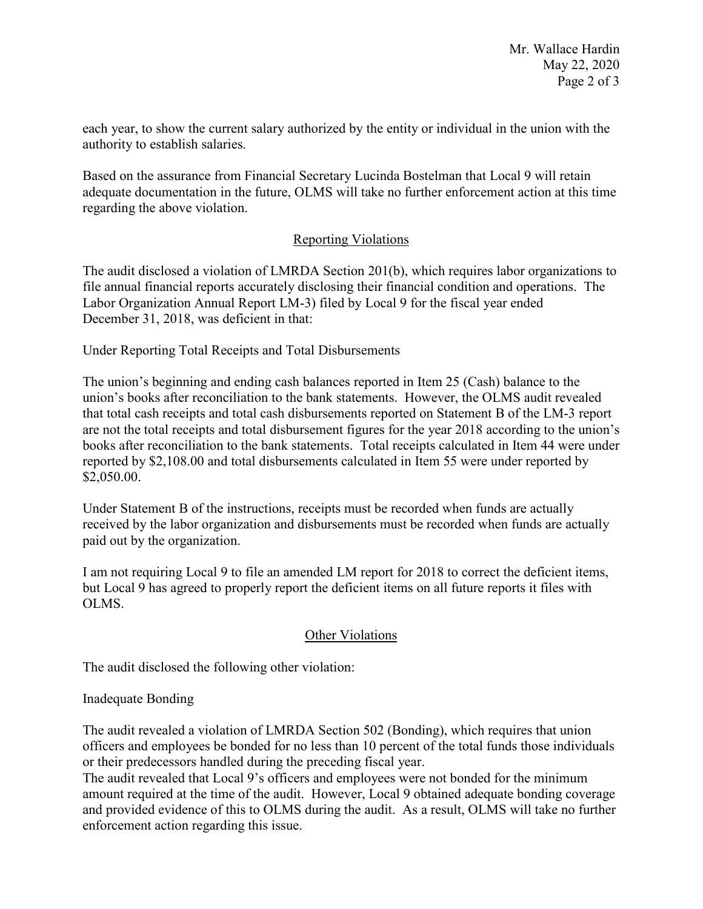each year, to show the current salary authorized by the entity or individual in the union with the authority to establish salaries.

Based on the assurance from Financial Secretary Lucinda Bostelman that Local 9 will retain adequate documentation in the future, OLMS will take no further enforcement action at this time regarding the above violation.

## Reporting Violations

The audit disclosed a violation of LMRDA Section 201(b), which requires labor organizations to file annual financial reports accurately disclosing their financial condition and operations. The Labor Organization Annual Report LM-3) filed by Local 9 for the fiscal year ended December 31, 2018, was deficient in that:

Under Reporting Total Receipts and Total Disbursements

The union's beginning and ending cash balances reported in Item 25 (Cash) balance to the union's books after reconciliation to the bank statements. However, the OLMS audit revealed that total cash receipts and total cash disbursements reported on Statement B of the LM-3 report are not the total receipts and total disbursement figures for the year 2018 according to the union's books after reconciliation to the bank statements. Total receipts calculated in Item 44 were under reported by $2,108.00 and total disbursements calculated in Item 55 were under reported by $2,050.00.

Under Statement B of the instructions, receipts must be recorded when funds are actually received by the labor organization and disbursements must be recorded when funds are actually paid out by the organization.

I am not requiring Local 9 to file an amended LM report for 2018 to correct the deficient items, but Local 9 has agreed to properly report the deficient items on all future reports it files with OLMS.

## Other Violations

The audit disclosed the following other violation:

Inadequate Bonding

The audit revealed a violation of LMRDA Section 502 (Bonding), which requires that union officers and employees be bonded for no less than 10 percent of the total funds those individuals or their predecessors handled during the preceding fiscal year.
The audit revealed that Local 9's officers and employees were not bonded for the minimum amount required at the time of the audit. However, Local 9 obtained adequate bonding coverage and provided evidence of this to OLMS during the audit. As a result, OLMS will take no further enforcement action regarding this issue.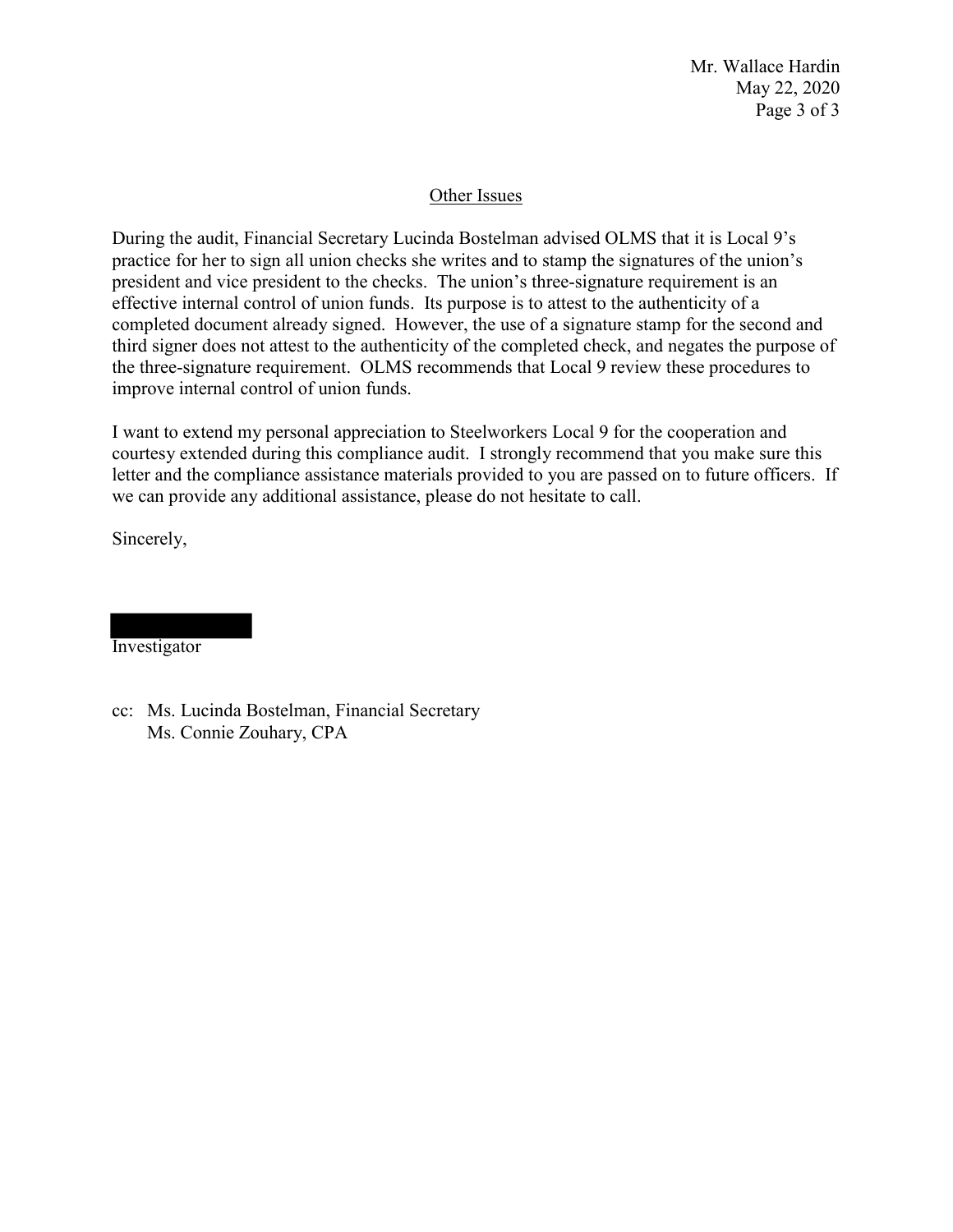## Other Issues

During the audit, Financial Secretary Lucinda Bostelman advised OLMS that it is Local 9's practice for her to sign all union checks she writes and to stamp the signatures of the union's president and vice president to the checks. The union's three-signature requirement is an effective internal control of union funds. Its purpose is to attest to the authenticity of a completed document already signed. However, the use of a signature stamp for the second and third signer does not attest to the authenticity of the completed check, and negates the purpose of the three-signature requirement. OLMS recommends that Local 9 review these procedures to improve internal control of union funds.

I want to extend my personal appreciation to Steelworkers Local 9 for the cooperation and courtesy extended during this compliance audit. I strongly recommend that you make sure this letter and the compliance assistance materials provided to you are passed on to future officers. If we can provide any additional assistance, please do not hesitate to call.

Sincerely,

Investigator

cc: Ms. Lucinda Bostelman, Financial Secretary
Ms. Connie Zouhary, CPA